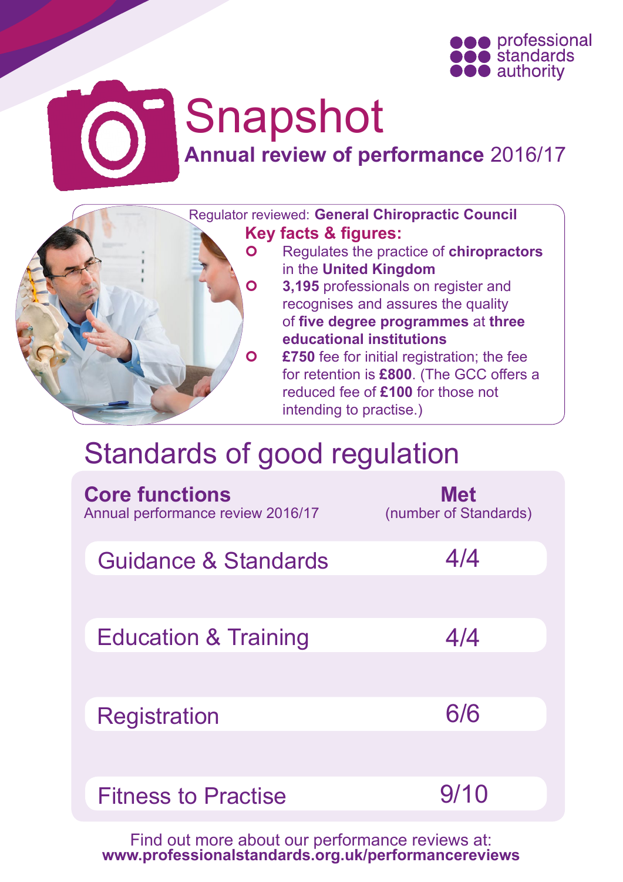professional standards authority

# Snapshot

## **Annual review of performance** 2016/17

Regulator reviewed: **General Chiropractic Council**

**Key facts & figures:**

- Regulates the practice of **chiropractors** in the **United Kingdom**
- **3,195** professionals on register and recognises and assures the quality of **five degree programmes** at **three educational institutions**
- **£750** fee for initial registration; the fee for retention is **£800**. (The GCC offers a reduced fee of **£100** for those not intending to practise.)

## Standards of good regulation

| **Core functions** Annual performance review 2016/17 | **Met** (number of Standards) |
|---|---|
| Guidance & Standards | 4/4 |
| Education & Training | 4/4 |
| Registration | 6/6 |
| Fitness to Practise | 9/10 |

Find out more about our performance reviews at:
**www.professionalstandards.org.uk/performancereviews**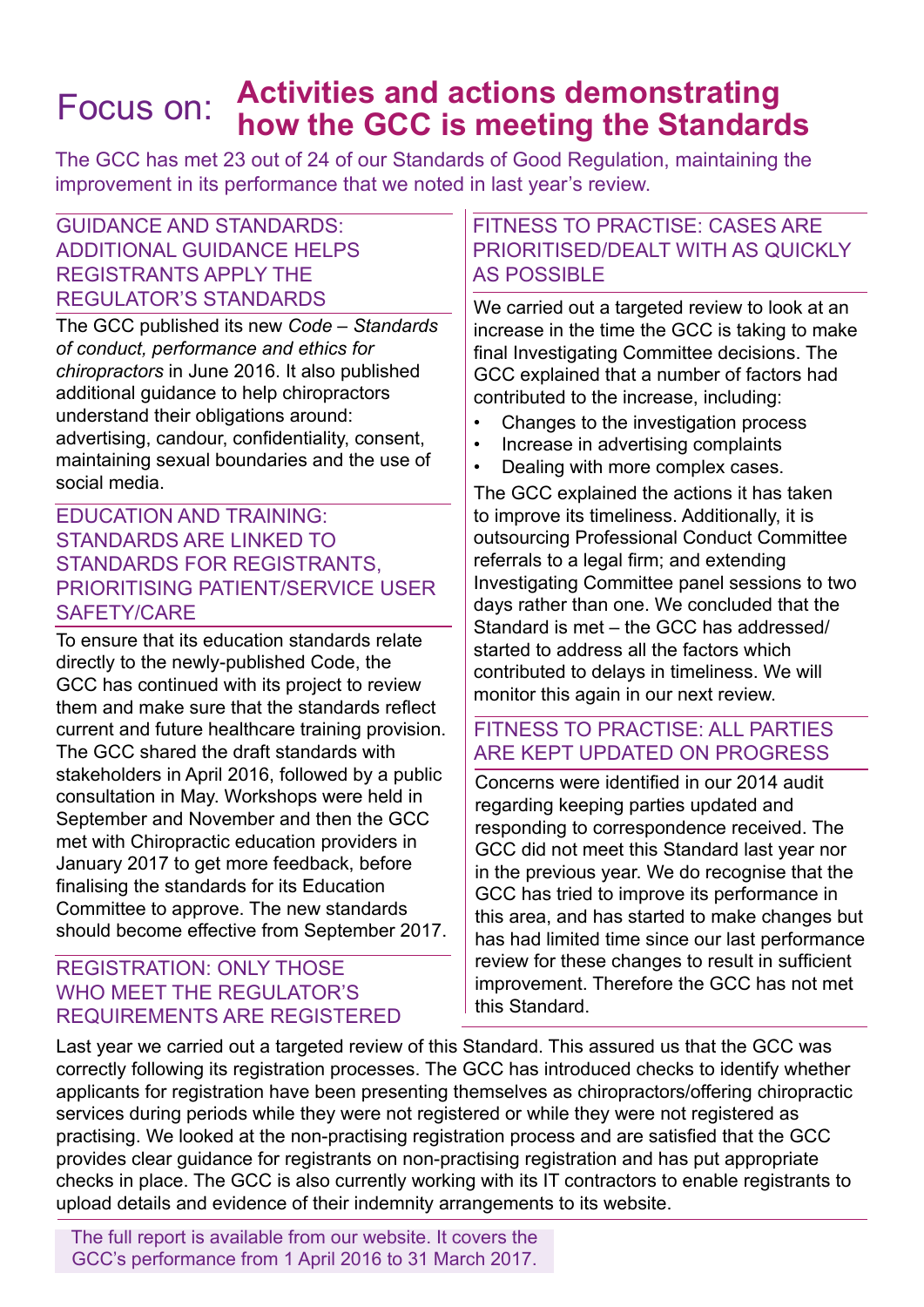# Focus on: Activities and actions demonstrating how the GCC is meeting the Standards

The GCC has met 23 out of 24 of our Standards of Good Regulation, maintaining the improvement in its performance that we noted in last year's review.

## GUIDANCE AND STANDARDS: ADDITIONAL GUIDANCE HELPS REGISTRANTS APPLY THE REGULATOR'S STANDARDS

The GCC published its new *Code – Standards of conduct, performance and ethics for chiropractors* in June 2016. It also published additional guidance to help chiropractors understand their obligations around: advertising, candour, confidentiality, consent, maintaining sexual boundaries and the use of social media.

## EDUCATION AND TRAINING: STANDARDS ARE LINKED TO STANDARDS FOR REGISTRANTS, PRIORITISING PATIENT/SERVICE USER SAFETY/CARE

To ensure that its education standards relate directly to the newly-published Code, the GCC has continued with its project to review them and make sure that the standards reflect current and future healthcare training provision. The GCC shared the draft standards with stakeholders in April 2016, followed by a public consultation in May. Workshops were held in September and November and then the GCC met with Chiropractic education providers in January 2017 to get more feedback, before finalising the standards for its Education Committee to approve. The new standards should become effective from September 2017.

## REGISTRATION: ONLY THOSE WHO MEET THE REGULATOR'S REQUIREMENTS ARE REGISTERED

Last year we carried out a targeted review of this Standard. This assured us that the GCC was correctly following its registration processes. The GCC has introduced checks to identify whether applicants for registration have been presenting themselves as chiropractors/offering chiropractic services during periods while they were not registered or while they were not registered as practising. We looked at the non-practising registration process and are satisfied that the GCC provides clear guidance for registrants on non-practising registration and has put appropriate checks in place. The GCC is also currently working with its IT contractors to enable registrants to upload details and evidence of their indemnity arrangements to its website.

## FITNESS TO PRACTISE: CASES ARE PRIORITISED/DEALT WITH AS QUICKLY AS POSSIBLE

We carried out a targeted review to look at an increase in the time the GCC is taking to make final Investigating Committee decisions. The GCC explained that a number of factors had contributed to the increase, including:

- Changes to the investigation process
- Increase in advertising complaints
- Dealing with more complex cases.

The GCC explained the actions it has taken to improve its timeliness. Additionally, it is outsourcing Professional Conduct Committee referrals to a legal firm; and extending Investigating Committee panel sessions to two days rather than one. We concluded that the Standard is met – the GCC has addressed/ started to address all the factors which contributed to delays in timeliness. We will monitor this again in our next review.

## FITNESS TO PRACTISE: ALL PARTIES ARE KEPT UPDATED ON PROGRESS

Concerns were identified in our 2014 audit regarding keeping parties updated and responding to correspondence received. The GCC did not meet this Standard last year nor in the previous year. We do recognise that the GCC has tried to improve its performance in this area, and has started to make changes but has had limited time since our last performance review for these changes to result in sufficient improvement. Therefore the GCC has not met this Standard.

The full report is available from our website. It covers the GCC's performance from 1 April 2016 to 31 March 2017.